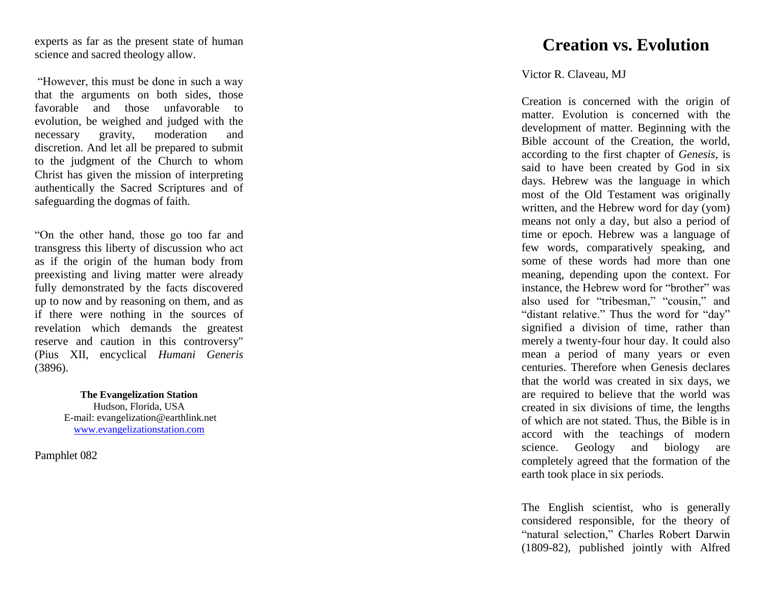experts as far as the present state of human science and sacred theology allow.

"However, this must be done in such a way that the arguments on both sides, those favorable and those unfavorable to evolution, be weighed and judged with the necessary gravity, moderation and discretion. And let all be prepared to submit to the judgment of the Church to whom Christ has given the mission of interpreting authentically the Sacred Scriptures and of safeguarding the dogmas of faith.

"On the other hand, those go too far and transgress this liberty of discussion who act as if the origin of the human body from preexisting and living matter were already fully demonstrated by the facts discovered up to now and by reasoning on them, and as if there were nothing in the sources of revelation which demands the greatest reserve and caution in this controversy" (Pius XII, encyclical *Humani Generis* (3896).

**The Evangelization Station**
Hudson, Florida, USA
E-mail: evangelization@earthlink.net
www.evangelizationstation.com

Pamphlet 082

# Creation vs. Evolution

Victor R. Claveau, MJ

Creation is concerned with the origin of matter. Evolution is concerned with the development of matter. Beginning with the Bible account of the Creation, the world, according to the first chapter of *Genesis*, is said to have been created by God in six days. Hebrew was the language in which most of the Old Testament was originally written, and the Hebrew word for day (yom) means not only a day, but also a period of time or epoch. Hebrew was a language of few words, comparatively speaking, and some of these words had more than one meaning, depending upon the context. For instance, the Hebrew word for "brother" was also used for "tribesman," "cousin," and "distant relative." Thus the word for "day" signified a division of time, rather than merely a twenty-four hour day. It could also mean a period of many years or even centuries. Therefore when Genesis declares that the world was created in six days, we are required to believe that the world was created in six divisions of time, the lengths of which are not stated. Thus, the Bible is in accord with the teachings of modern science. Geology and biology are completely agreed that the formation of the earth took place in six periods.

The English scientist, who is generally considered responsible, for the theory of "natural selection," Charles Robert Darwin (1809-82), published jointly with Alfred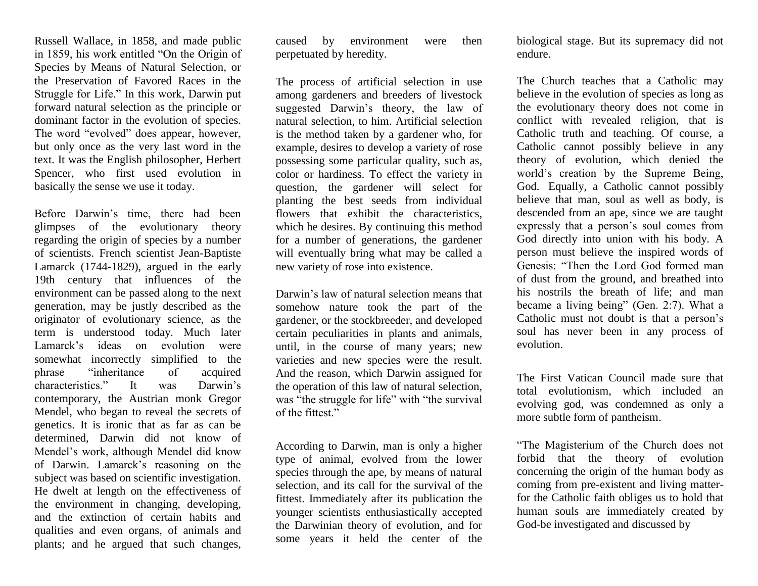Russell Wallace, in 1858, and made public in 1859, his work entitled "On the Origin of Species by Means of Natural Selection, or the Preservation of Favored Races in the Struggle for Life." In this work, Darwin put forward natural selection as the principle or dominant factor in the evolution of species. The word "evolved" does appear, however, but only once as the very last word in the text. It was the English philosopher, Herbert Spencer, who first used evolution in basically the sense we use it today.

Before Darwin's time, there had been glimpses of the evolutionary theory regarding the origin of species by a number of scientists. French scientist Jean-Baptiste Lamarck (1744-1829), argued in the early 19th century that influences of the environment can be passed along to the next generation, may be justly described as the originator of evolutionary science, as the term is understood today. Much later Lamarck's ideas on evolution were somewhat incorrectly simplified to the phrase "inheritance of acquired characteristics." It was Darwin's contemporary, the Austrian monk Gregor Mendel, who began to reveal the secrets of genetics. It is ironic that as far as can be determined, Darwin did not know of Mendel's work, although Mendel did know of Darwin. Lamarck's reasoning on the subject was based on scientific investigation. He dwelt at length on the effectiveness of the environment in changing, developing, and the extinction of certain habits and qualities and even organs, of animals and plants; and he argued that such changes, caused by environment were then perpetuated by heredity.

The process of artificial selection in use among gardeners and breeders of livestock suggested Darwin's theory, the law of natural selection, to him. Artificial selection is the method taken by a gardener who, for example, desires to develop a variety of rose possessing some particular quality, such as, color or hardiness. To effect the variety in question, the gardener will select for planting the best seeds from individual flowers that exhibit the characteristics, which he desires. By continuing this method for a number of generations, the gardener will eventually bring what may be called a new variety of rose into existence.

Darwin's law of natural selection means that somehow nature took the part of the gardener, or the stockbreeder, and developed certain peculiarities in plants and animals, until, in the course of many years; new varieties and new species were the result. And the reason, which Darwin assigned for the operation of this law of natural selection, was "the struggle for life" with "the survival of the fittest."

According to Darwin, man is only a higher type of animal, evolved from the lower species through the ape, by means of natural selection, and its call for the survival of the fittest. Immediately after its publication the younger scientists enthusiastically accepted the Darwinian theory of evolution, and for some years it held the center of the biological stage. But its supremacy did not endure.

The Church teaches that a Catholic may believe in the evolution of species as long as the evolutionary theory does not come in conflict with revealed religion, that is Catholic truth and teaching. Of course, a Catholic cannot possibly believe in any theory of evolution, which denied the world's creation by the Supreme Being, God. Equally, a Catholic cannot possibly believe that man, soul as well as body, is descended from an ape, since we are taught expressly that a person's soul comes from God directly into union with his body. A person must believe the inspired words of Genesis: "Then the Lord God formed man of dust from the ground, and breathed into his nostrils the breath of life; and man became a living being" (Gen. 2:7). What a Catholic must not doubt is that a person's soul has never been in any process of evolution.

The First Vatican Council made sure that total evolutionism, which included an evolving god, was condemned as only a more subtle form of pantheism.

"The Magisterium of the Church does not forbid that the theory of evolution concerning the origin of the human body as coming from pre-existent and living matter-for the Catholic faith obliges us to hold that human souls are immediately created by God-be investigated and discussed by